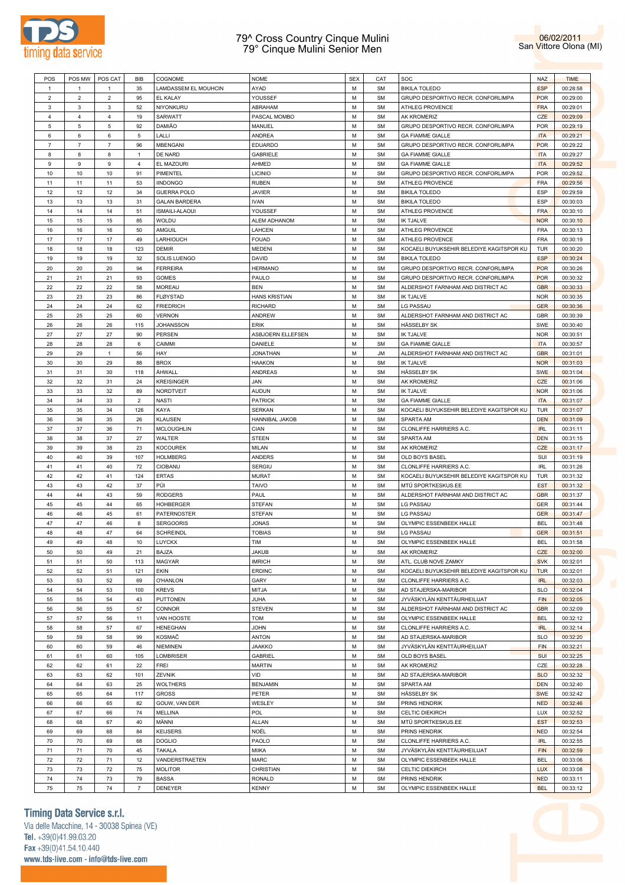# 79^ Cross Country Cinque Mulini
## 79° Cinque Mulini Senior Men

06/02/2011
San Vittore Olona (MI)

| POS | POS MW | POS CAT | BIB | COGNOME | NOME | SEX | CAT | SOC | NAZ | TIME |
|---|---|---|---|---|---|---|---|---|---|---|
| 1 | 1 | 1 | 35 | LAMDASSEM EL MOUHCIN | AYAD | M | SM | BIKILA TOLEDO | ESP | 00:28:58 |
| 2 | 2 | 2 | 95 | EL KALAY | YOUSSEF | M | SM | GRUPO DESPORTIVO RECR. CONFORLIMPA | POR | 00:29:00 |
| 3 | 3 | 3 | 52 | NIYONKURU | ABRAHAM | M | SM | ATHLEG PROVENCE | FRA | 00:29:01 |
| 4 | 4 | 4 | 19 | SARWATT | PASCAL MOMBO | M | SM | AK KROMERIZ | CZE | 00:29:09 |
| 5 | 5 | 5 | 92 | DAMIÃO | MANUEL | M | SM | GRUPO DESPORTIVO RECR. CONFORLIMPA | POR | 00:29:19 |
| 6 | 6 | 6 | 5 | LALLI | ANDREA | M | SM | GA FIAMME GIALLE | ITA | 00:29:21 |
| 7 | 7 | 7 | 96 | MBENGANI | EDUARDO | M | SM | GRUPO DESPORTIVO RECR. CONFORLIMPA | POR | 00:29:22 |
| 8 | 8 | 8 | 1 | DE NARD | GABRIELE | M | SM | GA FIAMME GIALLE | ITA | 00:29:27 |
| 9 | 9 | 9 | 4 | EL MAZOURI | AHMED | M | SM | GA FIAMME GIALLE | ITA | 00:29:52 |
| 10 | 10 | 10 | 91 | PIMENTEL | LICINIO | M | SM | GRUPO DESPORTIVO RECR. CONFORLIMPA | POR | 00:29:52 |
| 11 | 11 | 11 | 53 | IINDONGO | RUBEN | M | SM | ATHLEG PROVENCE | FRA | 00:29:56 |
| 12 | 12 | 12 | 34 | GUERRA POLO | JAVIER | M | SM | BIKILA TOLEDO | ESP | 00:29:59 |
| 13 | 13 | 13 | 31 | GALAN BARDERA | IVAN | M | SM | BIKILA TOLEDO | ESP | 00:30:03 |
| 14 | 14 | 14 | 51 | ISMAILI-ALAOUI | YOUSSEF | M | SM | ATHLEG PROVENCE | FRA | 00:30:10 |
| 15 | 15 | 15 | 85 | WOLDU | ALEM ADHANOM | M | SM | IK TJALVE | NOR | 00:30:10 |
| 16 | 16 | 16 | 50 | AMGUIL | LAHCEN | M | SM | ATHLEG PROVENCE | FRA | 00:30:13 |
| 17 | 17 | 17 | 49 | LARHIOUCH | FOUAD | M | SM | ATHLEG PROVENCE | FRA | 00:30:19 |
| 18 | 18 | 18 | 123 | DEMIR | MEDENI | M | SM | KOCAELI BUYUKSEHIR BELEDIYE KAGITSPOR KU | TUR | 00:30:20 |
| 19 | 19 | 19 | 32 | SOLIS LUENGO | DAVID | M | SM | BIKILA TOLEDO | ESP | 00:30:24 |
| 20 | 20 | 20 | 94 | FERREIRA | HERMANO | M | SM | GRUPO DESPORTIVO RECR. CONFORLIMPA | POR | 00:30:26 |
| 21 | 21 | 21 | 93 | GOMES | PAULO | M | SM | GRUPO DESPORTIVO RECR. CONFORLIMPA | POR | 00:30:32 |
| 22 | 22 | 22 | 58 | MOREAU | BEN | M | SM | ALDERSHOT FARNHAM AND DISTRICT AC | GBR | 00:30:33 |
| 23 | 23 | 23 | 86 | FLØYSTAD | HANS KRISTIAN | M | SM | IK TJALVE | NOR | 00:30:35 |
| 24 | 24 | 24 | 62 | FRIEDRICH | RICHARD | M | SM | LG PASSAU | GER | 00:30:36 |
| 25 | 25 | 25 | 60 | VERNON | ANDREW | M | SM | ALDERSHOT FARNHAM AND DISTRICT AC | GBR | 00:30:39 |
| 26 | 26 | 26 | 115 | JOHANSSON | ERIK | M | SM | HÄSSELBY SK | SWE | 00:30:40 |
| 27 | 27 | 27 | 90 | PERSEN | ASBJOERN ELLEFSEN | M | SM | IK TJALVE | NOR | 00:30:51 |
| 28 | 28 | 28 | 6 | CAIMMI | DANIELE | M | SM | GA FIAMME GIALLE | ITA | 00:30:57 |
| 29 | 29 | 1 | 56 | HAY | JONATHAN | M | JM | ALDERSHOT FARNHAM AND DISTRICT AC | GBR | 00:31:01 |
| 30 | 30 | 29 | 88 | BROX | HAAKON | M | SM | IK TJALVE | NOR | 00:31:03 |
| 31 | 31 | 30 | 118 | ÅHWALL | ANDREAS | M | SM | HÄSSELBY SK | SWE | 00:31:04 |
| 32 | 32 | 31 | 24 | KREISINGER | JAN | M | SM | AK KROMERIZ | CZE | 00:31:06 |
| 33 | 33 | 32 | 89 | NORDTVEIT | AUDUN | M | SM | IK TJALVE | NOR | 00:31:06 |
| 34 | 34 | 33 | 2 | NASTI | PATRICK | M | SM | GA FIAMME GIALLE | ITA | 00:31:07 |
| 35 | 35 | 34 | 126 | KAYA | SERKAN | M | SM | KOCAELI BUYUKSEHIR BELEDIYE KAGITSPOR KU | TUR | 00:31:07 |
| 36 | 36 | 35 | 26 | KLAUSEN | HANNIBAL JAKOB | M | SM | SPARTA AM | DEN | 00:31:09 |
| 37 | 37 | 36 | 71 | MCLOUGHLIN | CIAN | M | SM | CLONLIFFE HARRIERS A.C. | IRL | 00:31:11 |
| 38 | 38 | 37 | 27 | WALTER | STEEN | M | SM | SPARTA AM | DEN | 00:31:15 |
| 39 | 39 | 38 | 23 | KOCOUREK | MILAN | M | SM | AK KROMERIZ | CZE | 00:31:17 |
| 40 | 40 | 39 | 107 | HOLMBERG | ANDERS | M | SM | OLD BOYS BASEL | SUI | 00:31:19 |
| 41 | 41 | 40 | 72 | CIOBANU | SERGIU | M | SM | CLONLIFFE HARRIERS A.C. | IRL | 00:31:26 |
| 42 | 42 | 41 | 124 | ERTAS | MURAT | M | SM | KOCAELI BUYUKSEHIR BELEDIYE KAGITSPOR KU | TUR | 00:31:32 |
| 43 | 43 | 42 | 37 | PÜI | TAIVO | M | SM | MTÜ SPORTKESKUS.EE | EST | 00:31:32 |
| 44 | 44 | 43 | 59 | RODGERS | PAUL | M | SM | ALDERSHOT FARNHAM AND DISTRICT AC | GBR | 00:31:37 |
| 45 | 45 | 44 | 65 | HOHBERGER | STEFAN | M | SM | LG PASSAU | GER | 00:31:44 |
| 46 | 46 | 45 | 61 | PATERNOSTER | STEFAN | M | SM | LG PASSAU | GER | 00:31:47 |
| 47 | 47 | 46 | 8 | SERGOORIS | JONAS | M | SM | OLYMPIC ESSENBEEK HALLE | BEL | 00:31:48 |
| 48 | 48 | 47 | 64 | SCHREINDL | TOBIAS | M | SM | LG PASSAU | GER | 00:31:51 |
| 49 | 49 | 48 | 10 | LUYCKX | TIM | M | SM | OLYMPIC ESSENBEEK HALLE | BEL | 00:31:58 |
| 50 | 50 | 49 | 21 | BAJZA | JAKUB | M | SM | AK KROMERIZ | CZE | 00:32:00 |
| 51 | 51 | 50 | 113 | MAGYAR | IMRICH | M | SM | ATL. CLUB NOVE ZAMKY | SVK | 00:32:01 |
| 52 | 52 | 51 | 121 | EKIN | ERDINC | M | SM | KOCAELI BUYUKSEHIR BELEDIYE KAGITSPOR KU | TUR | 00:32:01 |
| 53 | 53 | 52 | 69 | O'HANLON | GARY | M | SM | CLONLIFFE HARRIERS A.C. | IRL | 00:32:03 |
| 54 | 54 | 53 | 100 | KREVS | MITJA | M | SM | AD STAJERSKA-MARIBOR | SLO | 00:32:04 |
| 55 | 55 | 54 | 43 | PUTTONEN | JUHA | M | SM | JYVÄSKYLÄN KENTTÄURHEILIJAT | FIN | 00:32:05 |
| 56 | 56 | 55 | 57 | CONNOR | STEVEN | M | SM | ALDERSHOT FARNHAM AND DISTRICT AC | GBR | 00:32:09 |
| 57 | 57 | 56 | 11 | VAN HOOSTE | TOM | M | SM | OLYMPIC ESSENBEEK HALLE | BEL | 00:32:12 |
| 58 | 58 | 57 | 67 | HENEGHAN | JOHN | M | SM | CLONLIFFE HARRIERS A.C. | IRL | 00:32:14 |
| 59 | 59 | 58 | 99 | KOSMAČ | ANTON | M | SM | AD STAJERSKA-MARIBOR | SLO | 00:32:20 |
| 60 | 60 | 59 | 46 | NIEMINEN | JAAKKO | M | SM | JYVÄSKYLÄN KENTTÄURHEILIJAT | FIN | 00:32:21 |
| 61 | 61 | 60 | 105 | LOMBRISER | GABRIEL | M | SM | OLD BOYS BASEL | SUI | 00:32:25 |
| 62 | 62 | 61 | 22 | FREI | MARTIN | M | SM | AK KROMERIZ | CZE | 00:32:28 |
| 63 | 63 | 62 | 101 | ZEVNIK | VID | M | SM | AD STAJERSKA-MARIBOR | SLO | 00:32:32 |
| 64 | 64 | 63 | 25 | WOLTHERS | BENJAMIN | M | SM | SPARTA AM | DEN | 00:32:40 |
| 65 | 65 | 64 | 117 | GROSS | PETER | M | SM | HÄSSELBY SK | SWE | 00:32:42 |
| 66 | 66 | 65 | 82 | GOUW, VAN DER | WESLEY | M | SM | PRINS HENDRIK | NED | 00:32:46 |
| 67 | 67 | 66 | 74 | MELLINA | POL | M | SM | CELTIC DIEKIRCH | LUX | 00:32:52 |
| 68 | 68 | 67 | 40 | MÄNNI | ALLAN | M | SM | MTÜ SPORTKESKUS.EE | EST | 00:32:53 |
| 69 | 69 | 68 | 84 | KEIJSERS | NOËL | M | SM | PRINS HENDRIK | NED | 00:32:54 |
| 70 | 70 | 69 | 68 | DOGLIO | PAOLO | M | SM | CLONLIFFE HARRIERS A.C. | IRL | 00:32:55 |
| 71 | 71 | 70 | 45 | TAKALA | MIIKA | M | SM | JYVÄSKYLÄN KENTTÄURHEILIJAT | FIN | 00:32:59 |
| 72 | 72 | 71 | 12 | VANDERSTRAETEN | MARC | M | SM | OLYMPIC ESSENBEEK HALLE | BEL | 00:33:06 |
| 73 | 73 | 72 | 75 | MOLITOR | CHRISTIAN | M | SM | CELTIC DIEKIRCH | LUX | 00:33:08 |
| 74 | 74 | 73 | 79 | BASSA | RONALD | M | SM | PRINS HENDRIK | NED | 00:33:11 |
| 75 | 75 | 74 | 7 | DENEYER | KENNY | M | SM | OLYMPIC ESSENBEEK HALLE | BEL | 00:33:12 |

**Timing Data Service s.r.l.**
Via delle Macchine, 14 - 30038 Spinea (VE)
**Tel.** +39(0)41.99.03.20
**Fax** +39(0)41.54.10.440
**www.tds-live.com - info@tds-live.com**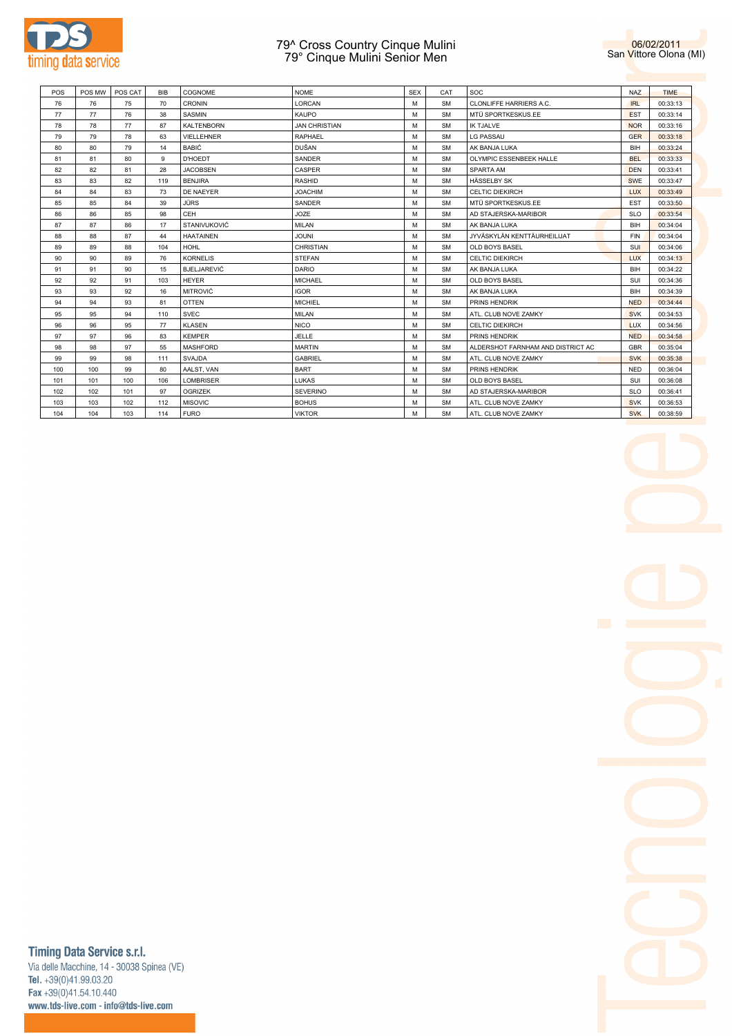# 79^ Cross Country Cinque Mulini
## 79° Cinque Mulini Senior Men

06/02/2011
San Vittore Olona (MI)

| POS | POS MW | POS CAT | BIB | COGNOME | NOME | SEX | CAT | SOC | NAZ | TIME |
|---|---|---|---|---|---|---|---|---|---|---|
| 76 | 76 | 75 | 70 | CRONIN | LORCAN | M | SM | CLONLIFFE HARRIERS A.C. | IRL | 00:33:13 |
| 77 | 77 | 76 | 38 | SASMIN | KAUPO | M | SM | MTÜ SPORTKESKUS.EE | EST | 00:33:14 |
| 78 | 78 | 77 | 87 | KALTENBORN | JAN CHRISTIAN | M | SM | IK TJALVE | NOR | 00:33:16 |
| 79 | 79 | 78 | 63 | VIELLEHNER | RAPHAEL | M | SM | LG PASSAU | GER | 00:33:18 |
| 80 | 80 | 79 | 14 | BABIĆ | DUŠAN | M | SM | AK BANJA LUKA | BIH | 00:33:24 |
| 81 | 81 | 80 | 9 | D'HOEDT | SANDER | M | SM | OLYMPIC ESSENBEEK HALLE | BEL | 00:33:33 |
| 82 | 82 | 81 | 28 | JACOBSEN | CASPER | M | SM | SPARTA AM | DEN | 00:33:41 |
| 83 | 83 | 82 | 119 | BENJIRA | RASHID | M | SM | HÄSSELBY SK | SWE | 00:33:47 |
| 84 | 84 | 83 | 73 | DE NAEYER | JOACHIM | M | SM | CELTIC DIEKIRCH | LUX | 00:33:49 |
| 85 | 85 | 84 | 39 | JÜRS | SANDER | M | SM | MTÜ SPORTKESKUS.EE | EST | 00:33:50 |
| 86 | 86 | 85 | 98 | CEH | JOZE | M | SM | AD STAJERSKA-MARIBOR | SLO | 00:33:54 |
| 87 | 87 | 86 | 17 | STANIVUKOVIĆ | MILAN | M | SM | AK BANJA LUKA | BIH | 00:34:04 |
| 88 | 88 | 87 | 44 | HAATAINEN | JOUNI | M | SM | JYVÄSKYLÄN KENTTÄURHEILIJAT | FIN | 00:34:04 |
| 89 | 89 | 88 | 104 | HOHL | CHRISTIAN | M | SM | OLD BOYS BASEL | SUI | 00:34:06 |
| 90 | 90 | 89 | 76 | KORNELIS | STEFAN | M | SM | CELTIC DIEKIRCH | LUX | 00:34:13 |
| 91 | 91 | 90 | 15 | BJELJAREVIĆ | DARIO | M | SM | AK BANJA LUKA | BIH | 00:34:22 |
| 92 | 92 | 91 | 103 | HEYER | MICHAEL | M | SM | OLD BOYS BASEL | SUI | 00:34:36 |
| 93 | 93 | 92 | 16 | MITROVIĆ | IGOR | M | SM | AK BANJA LUKA | BIH | 00:34:39 |
| 94 | 94 | 93 | 81 | OTTEN | MICHIEL | M | SM | PRINS HENDRIK | NED | 00:34:44 |
| 95 | 95 | 94 | 110 | SVEC | MILAN | M | SM | ATL. CLUB NOVE ZAMKY | SVK | 00:34:53 |
| 96 | 96 | 95 | 77 | KLASEN | NICO | M | SM | CELTIC DIEKIRCH | LUX | 00:34:56 |
| 97 | 97 | 96 | 83 | KEMPER | JELLE | M | SM | PRINS HENDRIK | NED | 00:34:58 |
| 98 | 98 | 97 | 55 | MASHFORD | MARTIN | M | SM | ALDERSHOT FARNHAM AND DISTRICT AC | GBR | 00:35:04 |
| 99 | 99 | 98 | 111 | SVAJDA | GABRIEL | M | SM | ATL. CLUB NOVE ZAMKY | SVK | 00:35:38 |
| 100 | 100 | 99 | 80 | AALST, VAN | BART | M | SM | PRINS HENDRIK | NED | 00:36:04 |
| 101 | 101 | 100 | 106 | LOMBRISER | LUKAS | M | SM | OLD BOYS BASEL | SUI | 00:36:08 |
| 102 | 102 | 101 | 97 | OGRIZEK | SEVERINO | M | SM | AD STAJERSKA-MARIBOR | SLO | 00:36:41 |
| 103 | 103 | 102 | 112 | MISOVIC | BOHUS | M | SM | ATL. CLUB NOVE ZAMKY | SVK | 00:36:53 |
| 104 | 104 | 103 | 114 | FURO | VIKTOR | M | SM | ATL. CLUB NOVE ZAMKY | SVK | 00:38:59 |

**Timing Data Service s.r.l.**
Via delle Macchine, 14 - 30038 Spinea (VE)
**Tel.** +39(0)41.99.03.20
**Fax** +39(0)41.54.10.440
**www.tds-live.com - info@tds-live.com**